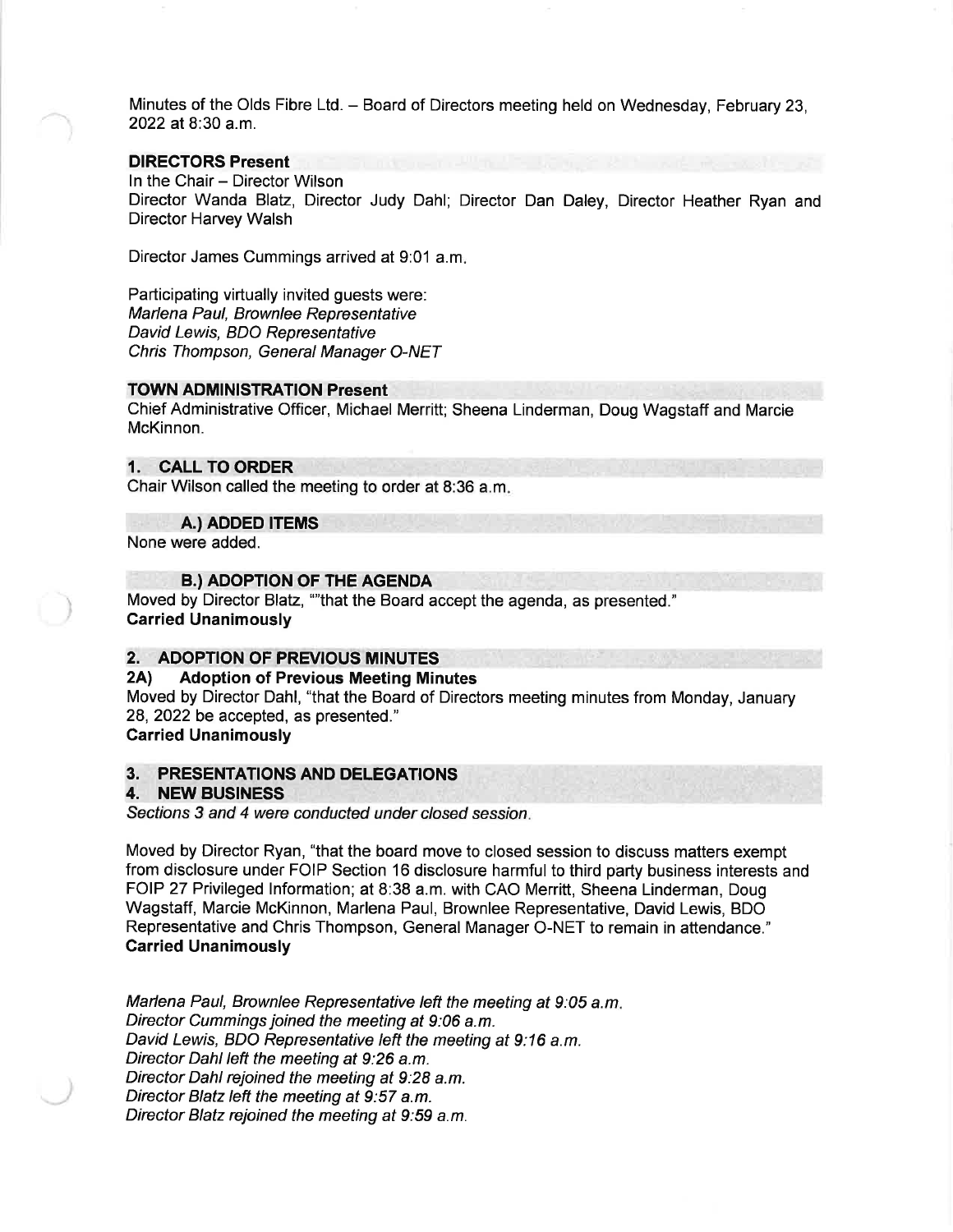Minutes of the Olds Fibre Ltd. – Board of Directors meeting held on Wednesday, February 23, 2022 at 8:30 a.m.

**DIRECTORS Present**

In the Chair – Director Wilson
Director Wanda Blatz, Director Judy Dahl; Director Dan Daley, Director Heather Ryan and Director Harvey Walsh

Director James Cummings arrived at 9:01 a.m.

Participating virtually invited guests were:
*Marlena Paul, Brownlee Representative*
*David Lewis, BDO Representative*
*Chris Thompson, General Manager O-NET*

**TOWN ADMINISTRATION Present**

Chief Administrative Officer, Michael Merritt; Sheena Linderman, Doug Wagstaff and Marcie McKinnon.

## 1. CALL TO ORDER

Chair Wilson called the meeting to order at 8:36 a.m.

### A.) ADDED ITEMS

None were added.

### B.) ADOPTION OF THE AGENDA

Moved by Director Blatz, ""that the Board accept the agenda, as presented."
**Carried Unanimously**

## 2. ADOPTION OF PREVIOUS MINUTES

### 2A) Adoption of Previous Meeting Minutes

Moved by Director Dahl, "that the Board of Directors meeting minutes from Monday, January 28, 2022 be accepted, as presented."
**Carried Unanimously**

## 3. PRESENTATIONS AND DELEGATIONS

## 4. NEW BUSINESS

*Sections 3 and 4 were conducted under closed session.*

Moved by Director Ryan, "that the board move to closed session to discuss matters exempt from disclosure under FOIP Section 16 disclosure harmful to third party business interests and FOIP 27 Privileged Information; at 8:38 a.m. with CAO Merritt, Sheena Linderman, Doug Wagstaff, Marcie McKinnon, Marlena Paul, Brownlee Representative, David Lewis, BDO Representative and Chris Thompson, General Manager O-NET to remain in attendance."
**Carried Unanimously**

*Marlena Paul, Brownlee Representative left the meeting at 9:05 a.m.*
*Director Cummings joined the meeting at 9:06 a.m.*
*David Lewis, BDO Representative left the meeting at 9:16 a.m.*
*Director Dahl left the meeting at 9:26 a.m.*
*Director Dahl rejoined the meeting at 9:28 a.m.*
*Director Blatz left the meeting at 9:57 a.m.*
*Director Blatz rejoined the meeting at 9:59 a.m.*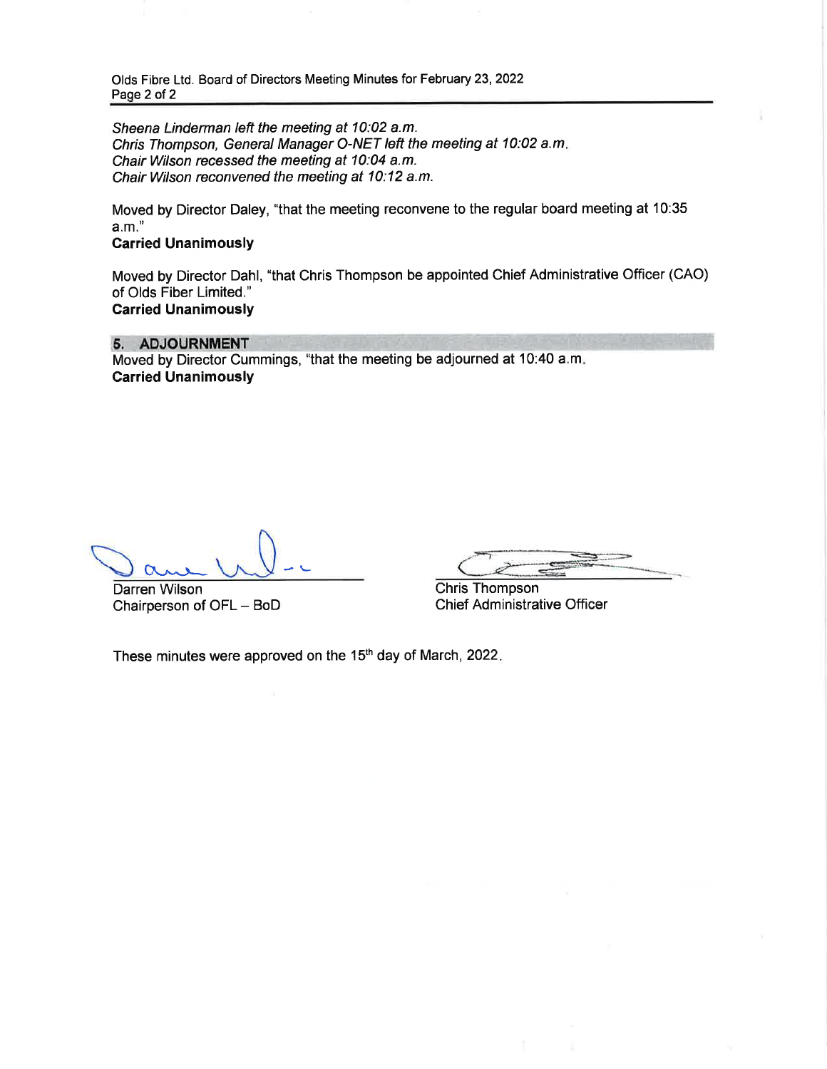*Sheena Linderman left the meeting at 10:02 a.m.*
*Chris Thompson, General Manager O-NET left the meeting at 10:02 a.m.*
*Chair Wilson recessed the meeting at 10:04 a.m.*
*Chair Wilson reconvened the meeting at 10:12 a.m.*

Moved by Director Daley, "that the meeting reconvene to the regular board meeting at 10:35 a.m."
**Carried Unanimously**

Moved by Director Dahl, "that Chris Thompson be appointed Chief Administrative Officer (CAO) of Olds Fiber Limited."
**Carried Unanimously**

## 5. ADJOURNMENT

Moved by Director Cummings, "that the meeting be adjourned at 10:40 a.m.
**Carried Unanimously**

Darren Wilson
Chairperson of OFL – BoD

Chris Thompson
Chief Administrative Officer

These minutes were approved on the 15th day of March, 2022.